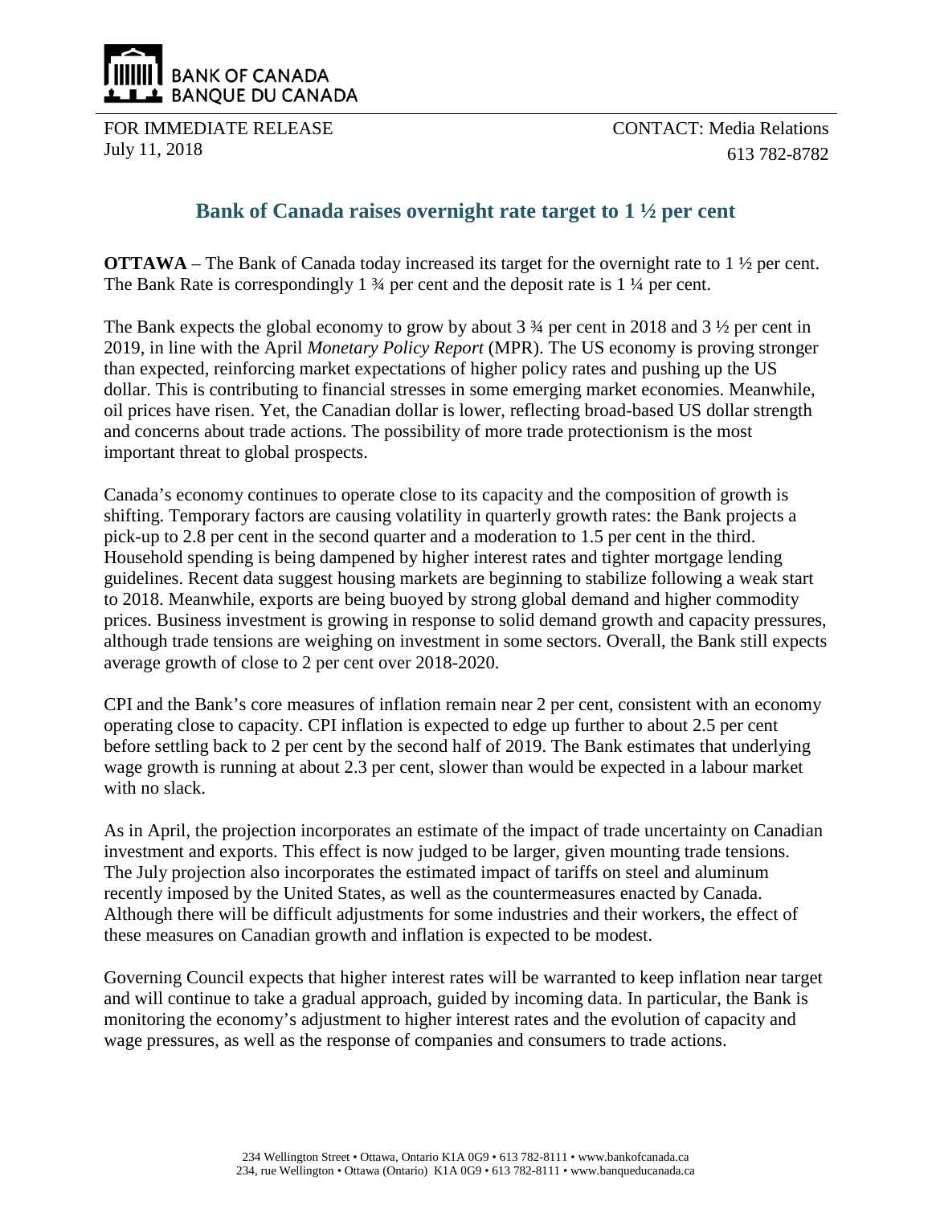BANK OF CANADA
BANQUE DU CANADA

FOR IMMEDIATE RELEASE
July 11, 2018

CONTACT: Media Relations
613 782-8782

# Bank of Canada raises overnight rate target to 1 ½ per cent

**OTTAWA** – The Bank of Canada today increased its target for the overnight rate to 1 ½ per cent. The Bank Rate is correspondingly 1 ¾ per cent and the deposit rate is 1 ¼ per cent.

The Bank expects the global economy to grow by about 3 ¾ per cent in 2018 and 3 ½ per cent in 2019, in line with the April *Monetary Policy Report* (MPR). The US economy is proving stronger than expected, reinforcing market expectations of higher policy rates and pushing up the US dollar. This is contributing to financial stresses in some emerging market economies. Meanwhile, oil prices have risen. Yet, the Canadian dollar is lower, reflecting broad-based US dollar strength and concerns about trade actions. The possibility of more trade protectionism is the most important threat to global prospects.

Canada's economy continues to operate close to its capacity and the composition of growth is shifting. Temporary factors are causing volatility in quarterly growth rates: the Bank projects a pick-up to 2.8 per cent in the second quarter and a moderation to 1.5 per cent in the third. Household spending is being dampened by higher interest rates and tighter mortgage lending guidelines. Recent data suggest housing markets are beginning to stabilize following a weak start to 2018. Meanwhile, exports are being buoyed by strong global demand and higher commodity prices. Business investment is growing in response to solid demand growth and capacity pressures, although trade tensions are weighing on investment in some sectors. Overall, the Bank still expects average growth of close to 2 per cent over 2018-2020.

CPI and the Bank's core measures of inflation remain near 2 per cent, consistent with an economy operating close to capacity. CPI inflation is expected to edge up further to about 2.5 per cent before settling back to 2 per cent by the second half of 2019. The Bank estimates that underlying wage growth is running at about 2.3 per cent, slower than would be expected in a labour market with no slack.

As in April, the projection incorporates an estimate of the impact of trade uncertainty on Canadian investment and exports. This effect is now judged to be larger, given mounting trade tensions. The July projection also incorporates the estimated impact of tariffs on steel and aluminum recently imposed by the United States, as well as the countermeasures enacted by Canada. Although there will be difficult adjustments for some industries and their workers, the effect of these measures on Canadian growth and inflation is expected to be modest.

Governing Council expects that higher interest rates will be warranted to keep inflation near target and will continue to take a gradual approach, guided by incoming data. In particular, the Bank is monitoring the economy's adjustment to higher interest rates and the evolution of capacity and wage pressures, as well as the response of companies and consumers to trade actions.

234 Wellington Street • Ottawa, Ontario K1A 0G9 • 613 782-8111 • www.bankofcanada.ca
234, rue Wellington • Ottawa (Ontario) K1A 0G9 • 613 782-8111 • www.banqueducanada.ca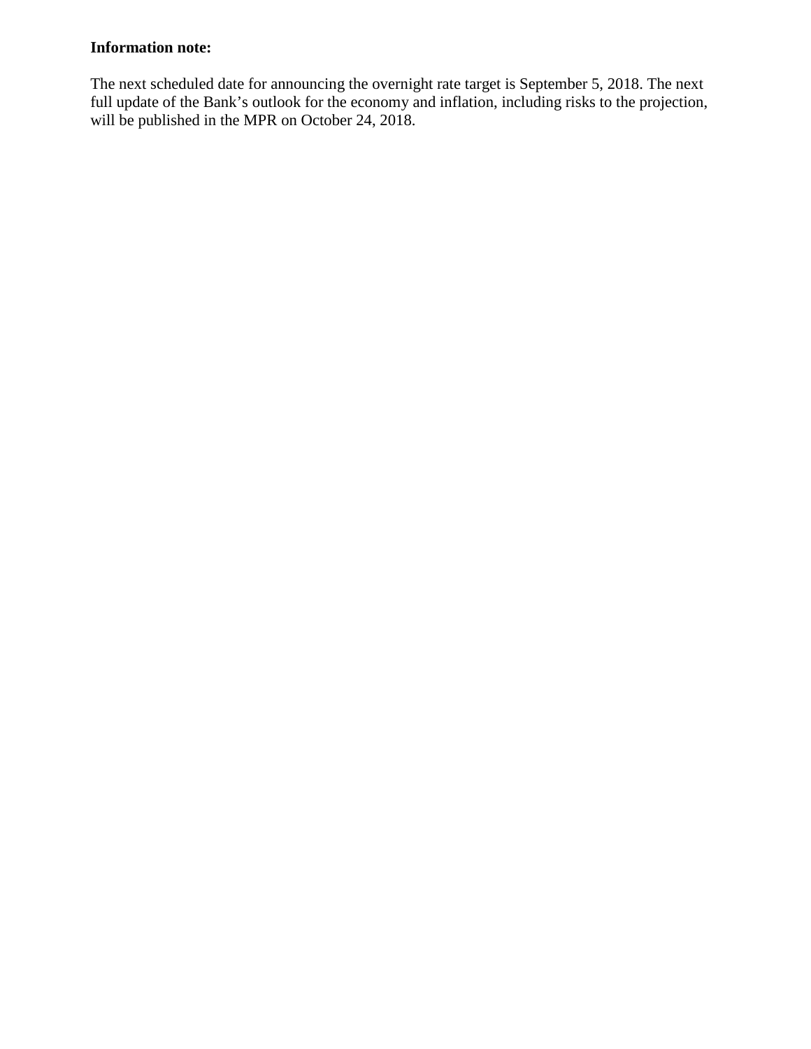**Information note:**

The next scheduled date for announcing the overnight rate target is September 5, 2018. The next full update of the Bank's outlook for the economy and inflation, including risks to the projection, will be published in the MPR on October 24, 2018.